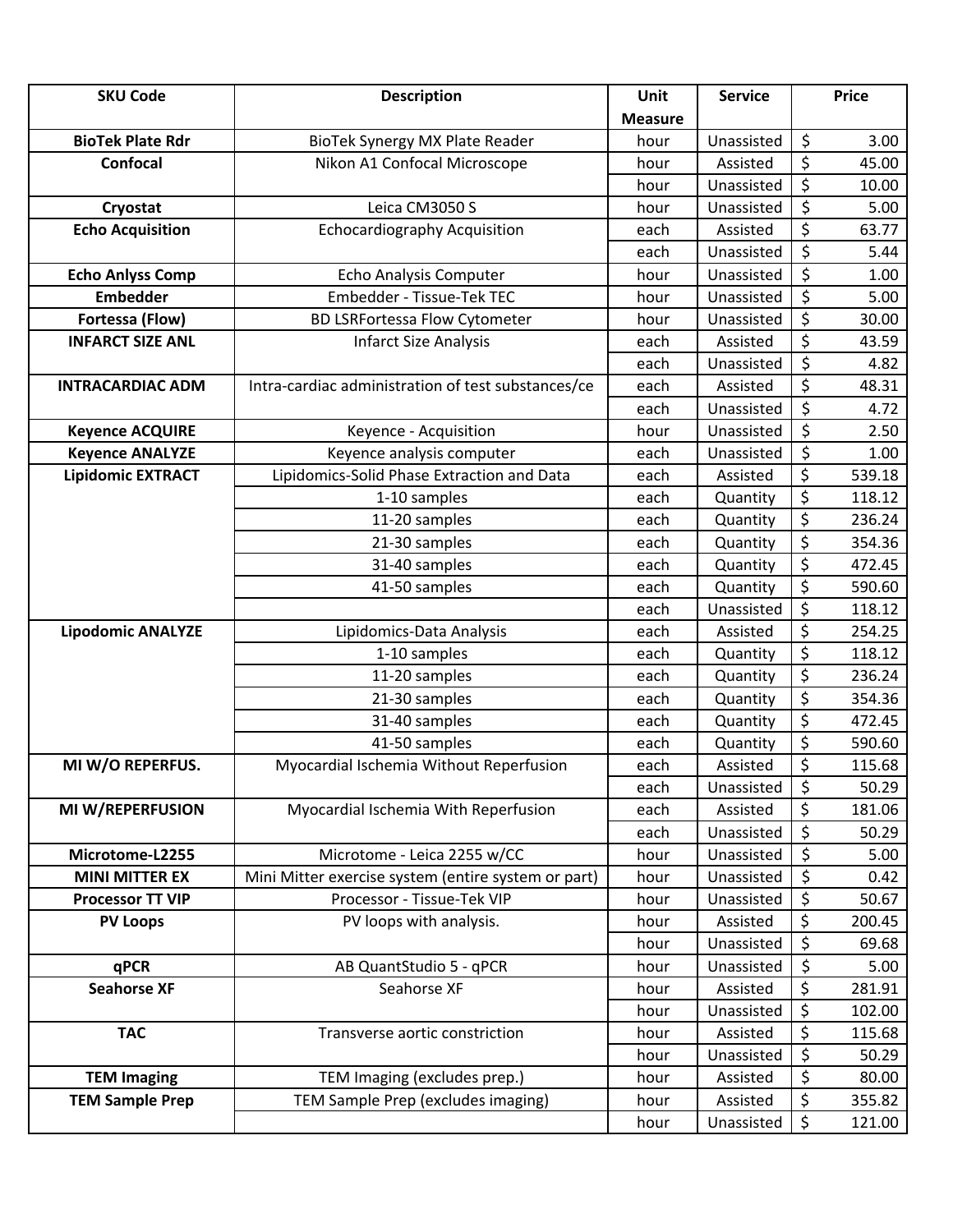| SKU Code | Description | Unit Measure | Service | Price |
|---|---|---|---|---|
| **BioTek Plate Rdr** | BioTek Synergy MX Plate Reader | hour | Unassisted | $ 3.00 |
| **Confocal** | Nikon A1 Confocal Microscope | hour | Assisted | $ 45.00 |
| | | hour | Unassisted | $ 10.00 |
| **Cryostat** | Leica CM3050 S | hour | Unassisted | $ 5.00 |
| **Echo Acquisition** | Echocardiography Acquisition | each | Assisted | $ 63.77 |
| | | each | Unassisted | $ 5.44 |
| **Echo Anlyss Comp** | Echo Analysis Computer | hour | Unassisted | $ 1.00 |
| **Embedder** | Embedder - Tissue-Tek TEC | hour | Unassisted | $ 5.00 |
| **Fortessa (Flow)** | BD LSRFortessa Flow Cytometer | hour | Unassisted | $ 30.00 |
| **INFARCT SIZE ANL** | Infarct Size Analysis | each | Assisted | $ 43.59 |
| | | each | Unassisted | $ 4.82 |
| **INTRACARDIAC ADM** | Intra-cardiac administration of test substances/ce | each | Assisted | $ 48.31 |
| | | each | Unassisted | $ 4.72 |
| **Keyence ACQUIRE** | Keyence - Acquisition | hour | Unassisted | $ 2.50 |
| **Keyence ANALYZE** | Keyence analysis computer | each | Unassisted | $ 1.00 |
| **Lipidomic EXTRACT** | Lipidomics-Solid Phase Extraction and Data | each | Assisted | $ 539.18 |
| | 1-10 samples | each | Quantity | $ 118.12 |
| | 11-20 samples | each | Quantity | $ 236.24 |
| | 21-30 samples | each | Quantity | $ 354.36 |
| | 31-40 samples | each | Quantity | $ 472.45 |
| | 41-50 samples | each | Quantity | $ 590.60 |
| | | each | Unassisted | $ 118.12 |
| **Lipodomic ANALYZE** | Lipidomics-Data Analysis | each | Assisted | $ 254.25 |
| | 1-10 samples | each | Quantity | $ 118.12 |
| | 11-20 samples | each | Quantity | $ 236.24 |
| | 21-30 samples | each | Quantity | $ 354.36 |
| | 31-40 samples | each | Quantity | $ 472.45 |
| | 41-50 samples | each | Quantity | $ 590.60 |
| **MI W/O REPERFUS.** | Myocardial Ischemia Without Reperfusion | each | Assisted | $ 115.68 |
| | | each | Unassisted | $ 50.29 |
| **MI W/REPERFUSION** | Myocardial Ischemia With Reperfusion | each | Assisted | $ 181.06 |
| | | each | Unassisted | $ 50.29 |
| **Microtome-L2255** | Microtome - Leica 2255 w/CC | hour | Unassisted | $ 5.00 |
| **MINI MITTER EX** | Mini Mitter exercise system (entire system or part) | hour | Unassisted | $ 0.42 |
| **Processor TT VIP** | Processor - Tissue-Tek VIP | hour | Unassisted | $ 50.67 |
| **PV Loops** | PV loops with analysis. | hour | Assisted | $ 200.45 |
| | | hour | Unassisted | $ 69.68 |
| **qPCR** | AB QuantStudio 5 - qPCR | hour | Unassisted | $ 5.00 |
| **Seahorse XF** | Seahorse XF | hour | Assisted | $ 281.91 |
| | | hour | Unassisted | $ 102.00 |
| **TAC** | Transverse aortic constriction | hour | Assisted | $ 115.68 |
| | | hour | Unassisted | $ 50.29 |
| **TEM Imaging** | TEM Imaging (excludes prep.) | hour | Assisted | $ 80.00 |
| **TEM Sample Prep** | TEM Sample Prep (excludes imaging) | hour | Assisted | $ 355.82 |
| | | hour | Unassisted | $ 121.00 |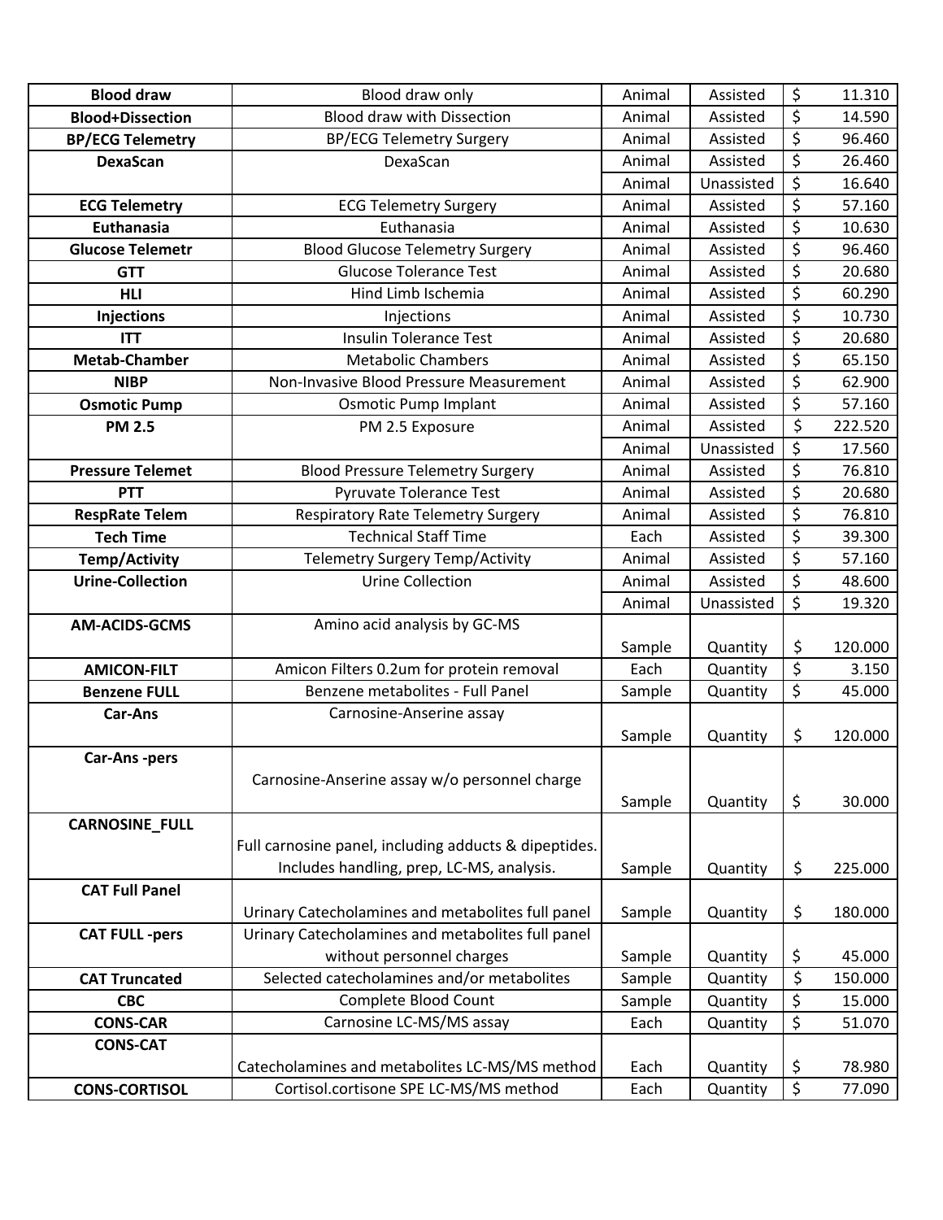| **Blood draw** | Blood draw only | Animal | Assisted | $ | 11.310 |
|---|---|---|---|---|---|
| **Blood+Dissection** | Blood draw with Dissection | Animal | Assisted | $ | 14.590 |
| **BP/ECG Telemetry** | BP/ECG Telemetry Surgery | Animal | Assisted | $ | 96.460 |
| **DexaScan** | DexaScan | Animal | Assisted | $ | 26.460 |
| | | Animal | Unassisted | $ | 16.640 |
| **ECG Telemetry** | ECG Telemetry Surgery | Animal | Assisted | $ | 57.160 |
| **Euthanasia** | Euthanasia | Animal | Assisted | $ | 10.630 |
| **Glucose Telemetr** | Blood Glucose Telemetry Surgery | Animal | Assisted | $ | 96.460 |
| **GTT** | Glucose Tolerance Test | Animal | Assisted | $ | 20.680 |
| **HLI** | Hind Limb Ischemia | Animal | Assisted | $ | 60.290 |
| **Injections** | Injections | Animal | Assisted | $ | 10.730 |
| **ITT** | Insulin Tolerance Test | Animal | Assisted | $ | 20.680 |
| **Metab-Chamber** | Metabolic Chambers | Animal | Assisted | $ | 65.150 |
| **NIBP** | Non-Invasive Blood Pressure Measurement | Animal | Assisted | $ | 62.900 |
| **Osmotic Pump** | Osmotic Pump Implant | Animal | Assisted | $ | 57.160 |
| **PM 2.5** | PM 2.5 Exposure | Animal | Assisted | $ | 222.520 |
| | | Animal | Unassisted | $ | 17.560 |
| **Pressure Telemet** | Blood Pressure Telemetry Surgery | Animal | Assisted | $ | 76.810 |
| **PTT** | Pyruvate Tolerance Test | Animal | Assisted | $ | 20.680 |
| **RespRate Telem** | Respiratory Rate Telemetry Surgery | Animal | Assisted | $ | 76.810 |
| **Tech Time** | Technical Staff Time | Each | Assisted | $ | 39.300 |
| **Temp/Activity** | Telemetry Surgery Temp/Activity | Animal | Assisted | $ | 57.160 |
| **Urine-Collection** | Urine Collection | Animal | Assisted | $ | 48.600 |
| | | Animal | Unassisted | $ | 19.320 |
| **AM-ACIDS-GCMS** | Amino acid analysis by GC-MS | Sample | Quantity | $ | 120.000 |
| **AMICON-FILT** | Amicon Filters 0.2um for protein removal | Each | Quantity | $ | 3.150 |
| **Benzene FULL** | Benzene metabolites - Full Panel | Sample | Quantity | $ | 45.000 |
| **Car-Ans** | Carnosine-Anserine assay | Sample | Quantity | $ | 120.000 |
| **Car-Ans -pers** | Carnosine-Anserine assay w/o personnel charge | Sample | Quantity | $ | 30.000 |
| **CARNOSINE_FULL** | Full carnosine panel, including adducts & dipeptides. Includes handling, prep, LC-MS, analysis. | Sample | Quantity | $ | 225.000 |
| **CAT Full Panel** | Urinary Catecholamines and metabolites full panel | Sample | Quantity | $ | 180.000 |
| **CAT FULL -pers** | Urinary Catecholamines and metabolites full panel without personnel charges | Sample | Quantity | $ | 45.000 |
| **CAT Truncated** | Selected catecholamines and/or metabolites | Sample | Quantity | $ | 150.000 |
| **CBC** | Complete Blood Count | Sample | Quantity | $ | 15.000 |
| **CONS-CAR** | Carnosine LC-MS/MS assay | Each | Quantity | $ | 51.070 |
| **CONS-CAT** | Catecholamines and metabolites LC-MS/MS method | Each | Quantity | $ | 78.980 |
| **CONS-CORTISOL** | Cortisol.cortisone SPE LC-MS/MS method | Each | Quantity | $ | 77.090 |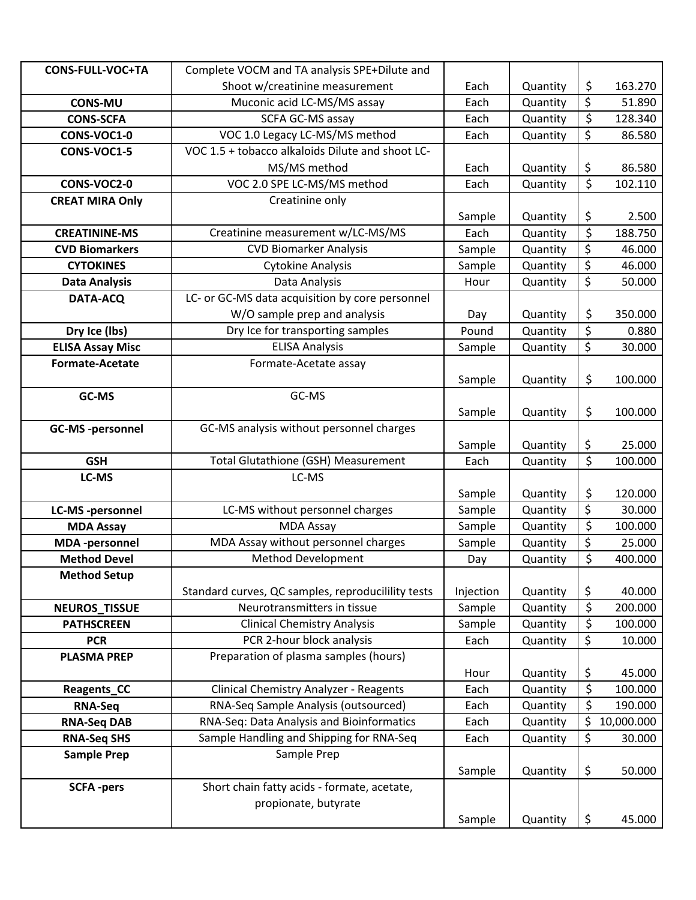| **CONS-FULL-VOC+TA** | Complete VOCM and TA analysis SPE+Dilute and Shoot w/creatinine measurement | Each | Quantity | $ 163.270 |
|---|---|---|---|---|
| **CONS-MU** | Muconic acid LC-MS/MS assay | Each | Quantity | $ 51.890 |
| **CONS-SCFA** | SCFA GC-MS assay | Each | Quantity | $ 128.340 |
| **CONS-VOC1-0** | VOC 1.0 Legacy LC-MS/MS method | Each | Quantity | $ 86.580 |
| **CONS-VOC1-5** | VOC 1.5 + tobacco alkaloids Dilute and shoot LC-MS/MS method | Each | Quantity | $ 86.580 |
| **CONS-VOC2-0** | VOC 2.0 SPE LC-MS/MS method | Each | Quantity | $ 102.110 |
| **CREAT MIRA Only** | Creatinine only | Sample | Quantity | $ 2.500 |
| **CREATININE-MS** | Creatinine measurement w/LC-MS/MS | Each | Quantity | $ 188.750 |
| **CVD Biomarkers** | CVD Biomarker Analysis | Sample | Quantity | $ 46.000 |
| **CYTOKINES** | Cytokine Analysis | Sample | Quantity | $ 46.000 |
| **Data Analysis** | Data Analysis | Hour | Quantity | $ 50.000 |
| **DATA-ACQ** | LC- or GC-MS data acquisition by core personnel W/O sample prep and analysis | Day | Quantity | $ 350.000 |
| **Dry Ice (lbs)** | Dry Ice for transporting samples | Pound | Quantity | $ 0.880 |
| **ELISA Assay Misc** | ELISA Analysis | Sample | Quantity | $ 30.000 |
| **Formate-Acetate** | Formate-Acetate assay | Sample | Quantity | $ 100.000 |
| **GC-MS** | GC-MS | Sample | Quantity | $ 100.000 |
| **GC-MS -personnel** | GC-MS analysis without personnel charges | Sample | Quantity | $ 25.000 |
| **GSH** | Total Glutathione (GSH) Measurement | Each | Quantity | $ 100.000 |
| **LC-MS** | LC-MS | Sample | Quantity | $ 120.000 |
| **LC-MS -personnel** | LC-MS without personnel charges | Sample | Quantity | $ 30.000 |
| **MDA Assay** | MDA Assay | Sample | Quantity | $ 100.000 |
| **MDA -personnel** | MDA Assay without personnel charges | Sample | Quantity | $ 25.000 |
| **Method Devel** | Method Development | Day | Quantity | $ 400.000 |
| **Method Setup** | Standard curves, QC samples, reproducilility tests | Injection | Quantity | $ 40.000 |
| **NEUROS_TISSUE** | Neurotransmitters in tissue | Sample | Quantity | $ 200.000 |
| **PATHSCREEN** | Clinical Chemistry Analysis | Sample | Quantity | $ 100.000 |
| **PCR** | PCR 2-hour block analysis | Each | Quantity | $ 10.000 |
| **PLASMA PREP** | Preparation of plasma samples (hours) | Hour | Quantity | $ 45.000 |
| **Reagents_CC** | Clinical Chemistry Analyzer - Reagents | Each | Quantity | $ 100.000 |
| **RNA-Seq** | RNA-Seq Sample Analysis (outsourced) | Each | Quantity | $ 190.000 |
| **RNA-Seq DAB** | RNA-Seq: Data Analysis and Bioinformatics | Each | Quantity | $ 10,000.000 |
| **RNA-Seq SHS** | Sample Handling and Shipping for RNA-Seq | Each | Quantity | $ 30.000 |
| **Sample Prep** | Sample Prep | Sample | Quantity | $ 50.000 |
| **SCFA -pers** | Short chain fatty acids - formate, acetate, propionate, butyrate | Sample | Quantity | $ 45.000 |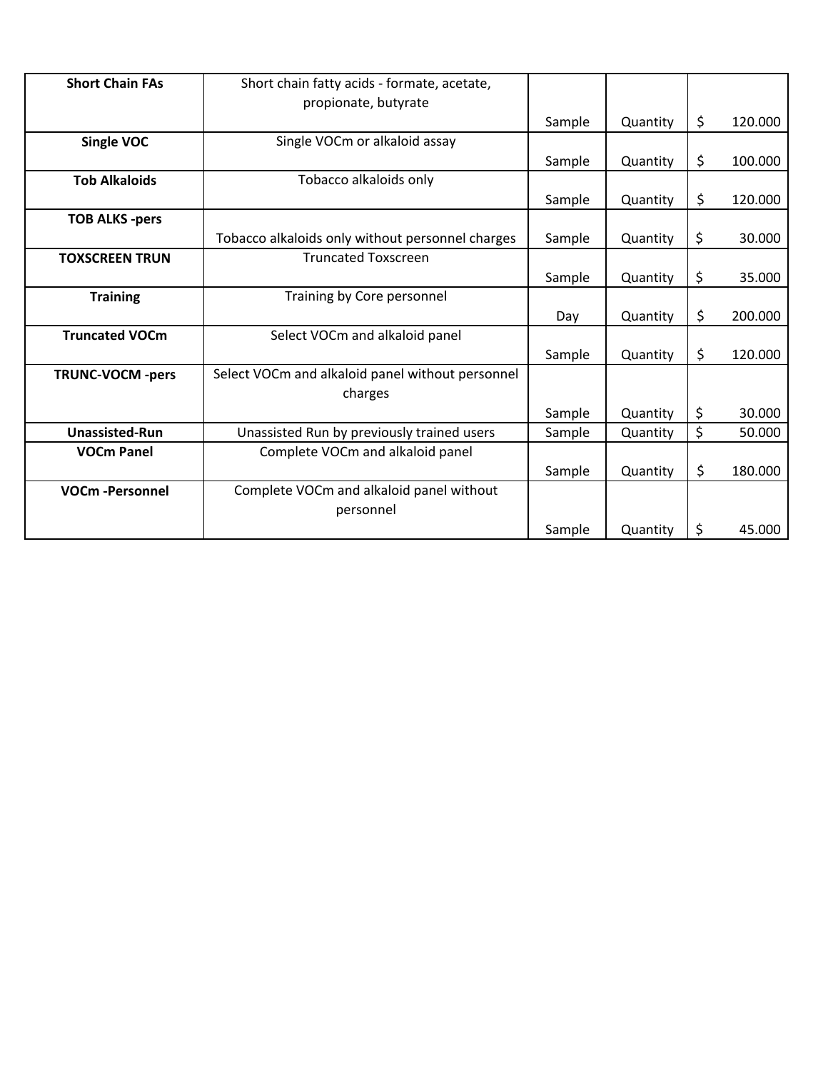| | | | | |
|---|---|---|---|---|
| **Short Chain FAs** | Short chain fatty acids - formate, acetate, propionate, butyrate | Sample | Quantity | $ 120.000 |
| **Single VOC** | Single VOCm or alkaloid assay | Sample | Quantity | $ 100.000 |
| **Tob Alkaloids** | Tobacco alkaloids only | Sample | Quantity | $ 120.000 |
| **TOB ALKS -pers** | Tobacco alkaloids only without personnel charges | Sample | Quantity | $ 30.000 |
| **TOXSCREEN TRUN** | Truncated Toxscreen | Sample | Quantity | $ 35.000 |
| **Training** | Training by Core personnel | Day | Quantity | $ 200.000 |
| **Truncated VOCm** | Select VOCm and alkaloid panel | Sample | Quantity | $ 120.000 |
| **TRUNC-VOCM -pers** | Select VOCm and alkaloid panel without personnel charges | Sample | Quantity | $ 30.000 |
| **Unassisted-Run** | Unassisted Run by previously trained users | Sample | Quantity | $ 50.000 |
| **VOCm Panel** | Complete VOCm and alkaloid panel | Sample | Quantity | $ 180.000 |
| **VOCm -Personnel** | Complete VOCm and alkaloid panel without personnel | Sample | Quantity | $ 45.000 |